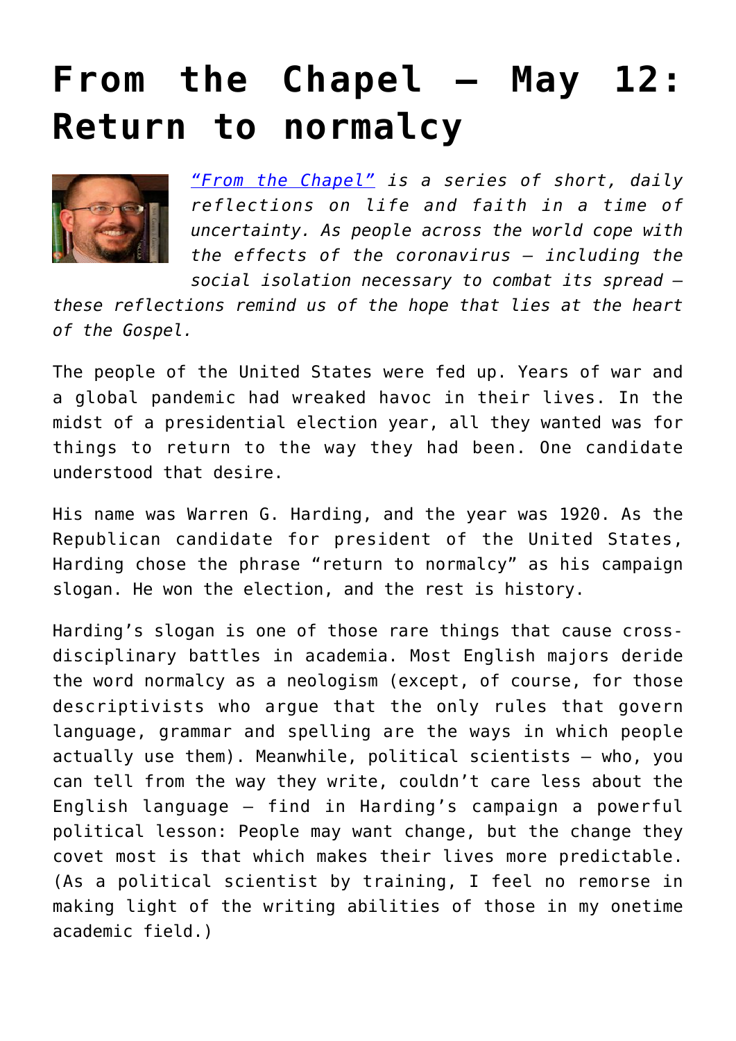# From the Chapel – May 12: Return to normalcy

*"From the Chapel" is a series of short, daily reflections on life and faith in a time of uncertainty. As people across the world cope with the effects of the coronavirus — including the social isolation necessary to combat its spread — these reflections remind us of the hope that lies at the heart of the Gospel.*

The people of the United States were fed up. Years of war and a global pandemic had wreaked havoc in their lives. In the midst of a presidential election year, all they wanted was for things to return to the way they had been. One candidate understood that desire.

His name was Warren G. Harding, and the year was 1920. As the Republican candidate for president of the United States, Harding chose the phrase "return to normalcy" as his campaign slogan. He won the election, and the rest is history.

Harding's slogan is one of those rare things that cause cross-disciplinary battles in academia. Most English majors deride the word normalcy as a neologism (except, of course, for those descriptivists who argue that the only rules that govern language, grammar and spelling are the ways in which people actually use them). Meanwhile, political scientists — who, you can tell from the way they write, couldn't care less about the English language — find in Harding's campaign a powerful political lesson: People may want change, but the change they covet most is that which makes their lives more predictable. (As a political scientist by training, I feel no remorse in making light of the writing abilities of those in my onetime academic field.)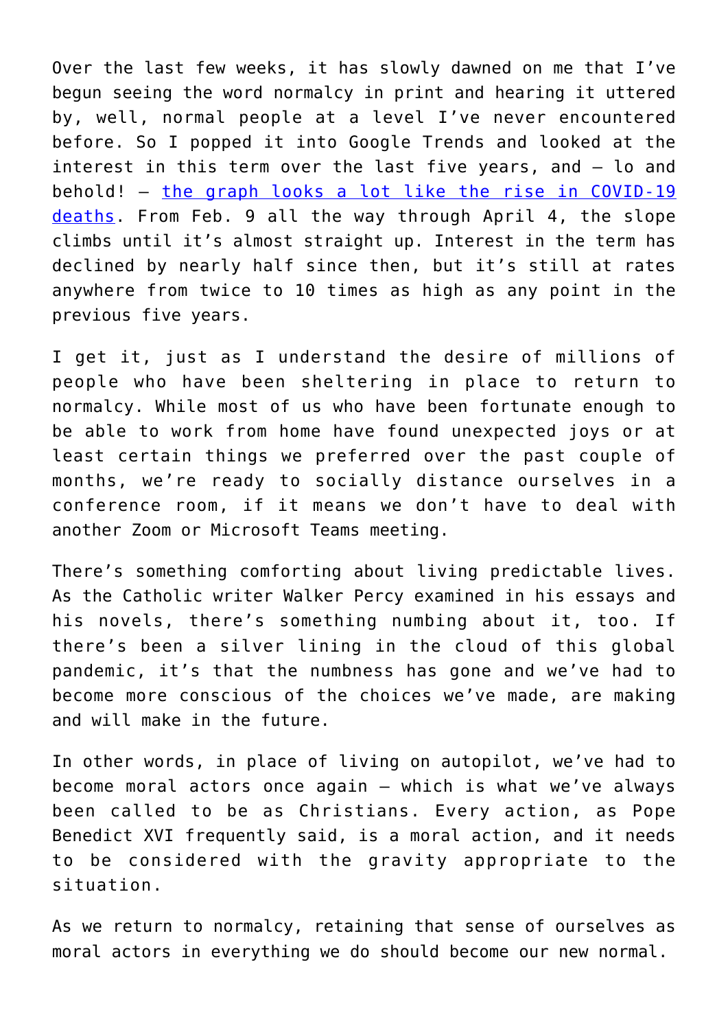Over the last few weeks, it has slowly dawned on me that I've begun seeing the word normalcy in print and hearing it uttered by, well, normal people at a level I've never encountered before. So I popped it into Google Trends and looked at the interest in this term over the last five years, and — lo and behold! — [the graph looks a lot like the rise in COVID-19 deaths](). From Feb. 9 all the way through April 4, the slope climbs until it's almost straight up. Interest in the term has declined by nearly half since then, but it's still at rates anywhere from twice to 10 times as high as any point in the previous five years.

I get it, just as I understand the desire of millions of people who have been sheltering in place to return to normalcy. While most of us who have been fortunate enough to be able to work from home have found unexpected joys or at least certain things we preferred over the past couple of months, we're ready to socially distance ourselves in a conference room, if it means we don't have to deal with another Zoom or Microsoft Teams meeting.

There's something comforting about living predictable lives. As the Catholic writer Walker Percy examined in his essays and his novels, there's something numbing about it, too. If there's been a silver lining in the cloud of this global pandemic, it's that the numbness has gone and we've had to become more conscious of the choices we've made, are making and will make in the future.

In other words, in place of living on autopilot, we've had to become moral actors once again — which is what we've always been called to be as Christians. Every action, as Pope Benedict XVI frequently said, is a moral action, and it needs to be considered with the gravity appropriate to the situation.

As we return to normalcy, retaining that sense of ourselves as moral actors in everything we do should become our new normal.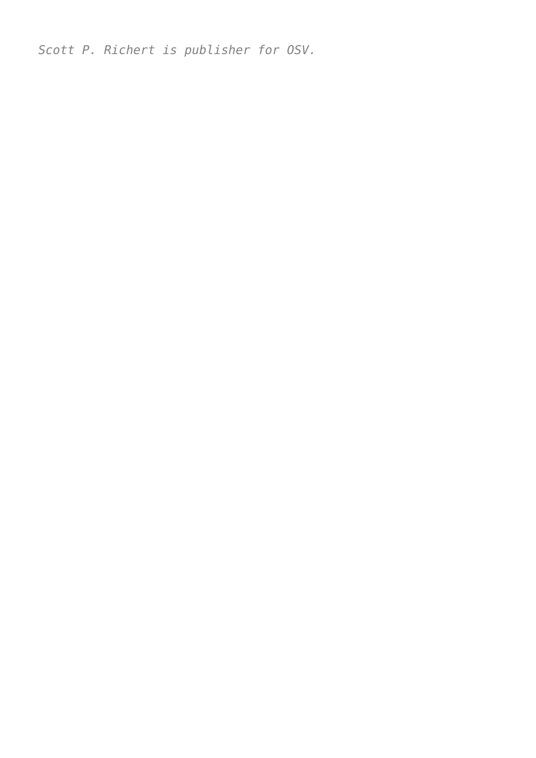*Scott P. Richert is publisher for OSV.*